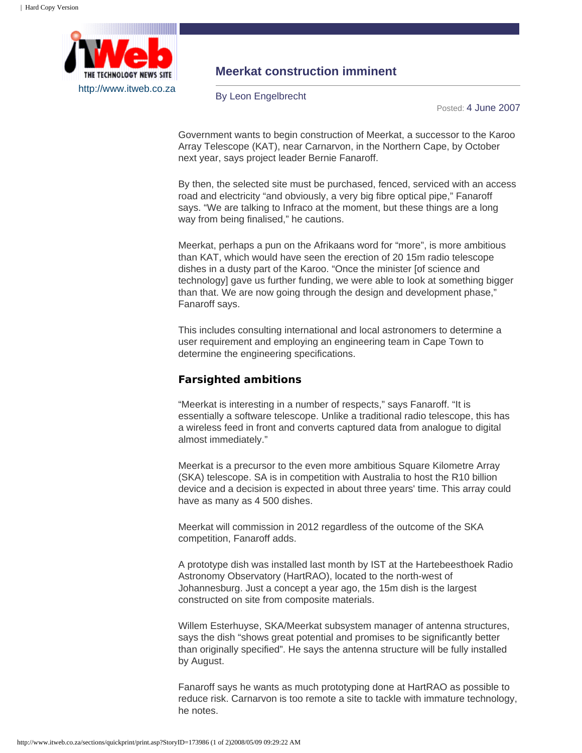http://www.itweb.co.za

# Meerkat construction imminent

By Leon Engelbrecht

Posted: 4 June 2007

Government wants to begin construction of Meerkat, a successor to the Karoo Array Telescope (KAT), near Carnarvon, in the Northern Cape, by October next year, says project leader Bernie Fanaroff.

By then, the selected site must be purchased, fenced, serviced with an access road and electricity "and obviously, a very big fibre optical pipe," Fanaroff says. "We are talking to Infraco at the moment, but these things are a long way from being finalised," he cautions.

Meerkat, perhaps a pun on the Afrikaans word for "more", is more ambitious than KAT, which would have seen the erection of 20 15m radio telescope dishes in a dusty part of the Karoo. "Once the minister [of science and technology] gave us further funding, we were able to look at something bigger than that. We are now going through the design and development phase," Fanaroff says.

This includes consulting international and local astronomers to determine a user requirement and employing an engineering team in Cape Town to determine the engineering specifications.

## Farsighted ambitions

"Meerkat is interesting in a number of respects," says Fanaroff. "It is essentially a software telescope. Unlike a traditional radio telescope, this has a wireless feed in front and converts captured data from analogue to digital almost immediately."

Meerkat is a precursor to the even more ambitious Square Kilometre Array (SKA) telescope. SA is in competition with Australia to host the R10 billion device and a decision is expected in about three years' time. This array could have as many as 4 500 dishes.

Meerkat will commission in 2012 regardless of the outcome of the SKA competition, Fanaroff adds.

A prototype dish was installed last month by IST at the Hartebeesthoek Radio Astronomy Observatory (HartRAO), located to the north-west of Johannesburg. Just a concept a year ago, the 15m dish is the largest constructed on site from composite materials.

Willem Esterhuyse, SKA/Meerkat subsystem manager of antenna structures, says the dish "shows great potential and promises to be significantly better than originally specified". He says the antenna structure will be fully installed by August.

Fanaroff says he wants as much prototyping done at HartRAO as possible to reduce risk. Carnarvon is too remote a site to tackle with immature technology, he notes.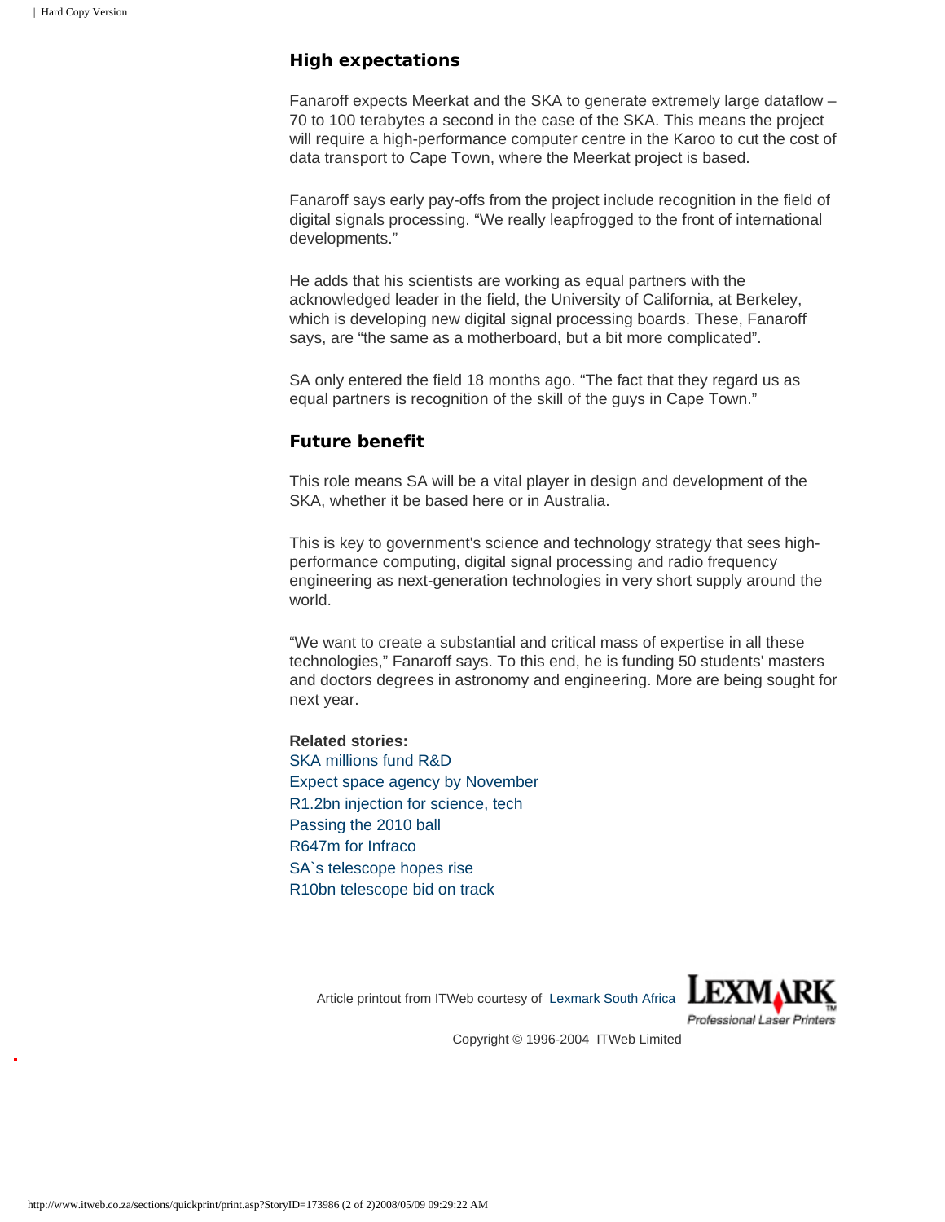## High expectations

Fanaroff expects Meerkat and the SKA to generate extremely large dataflow – 70 to 100 terabytes a second in the case of the SKA. This means the project will require a high-performance computer centre in the Karoo to cut the cost of data transport to Cape Town, where the Meerkat project is based.

Fanaroff says early pay-offs from the project include recognition in the field of digital signals processing. "We really leapfrogged to the front of international developments."

He adds that his scientists are working as equal partners with the acknowledged leader in the field, the University of California, at Berkeley, which is developing new digital signal processing boards. These, Fanaroff says, are "the same as a motherboard, but a bit more complicated".

SA only entered the field 18 months ago. "The fact that they regard us as equal partners is recognition of the skill of the guys in Cape Town."

## Future benefit

This role means SA will be a vital player in design and development of the SKA, whether it be based here or in Australia.

This is key to government's science and technology strategy that sees high-performance computing, digital signal processing and radio frequency engineering as next-generation technologies in very short supply around the world.

"We want to create a substantial and critical mass of expertise in all these technologies," Fanaroff says. To this end, he is funding 50 students' masters and doctors degrees in astronomy and engineering. More are being sought for next year.

**Related stories:**
SKA millions fund R&D
Expect space agency by November
R1.2bn injection for science, tech
Passing the 2010 ball
R647m for Infraco
SA`s telescope hopes rise
R10bn telescope bid on track

---

Article printout from ITWeb courtesy of Lexmark South Africa

LEXMARK Professional Laser Printers

Copyright © 1996-2004 ITWeb Limited